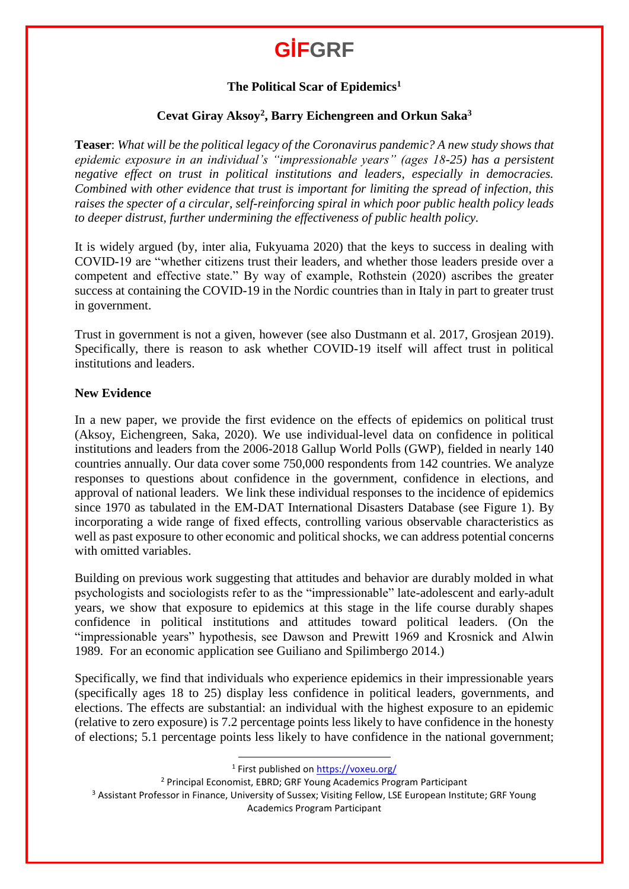# GİFGRF

## The Political Scar of Epidemics[1]

### Cevat Giray Aksoy[2], Barry Eichengreen and Orkun Saka[3]

**Teaser**: *What will be the political legacy of the Coronavirus pandemic? A new study shows that epidemic exposure in an individual's "impressionable years" (ages 18-25) has a persistent negative effect on trust in political institutions and leaders, especially in democracies. Combined with other evidence that trust is important for limiting the spread of infection, this raises the specter of a circular, self-reinforcing spiral in which poor public health policy leads to deeper distrust, further undermining the effectiveness of public health policy.*

It is widely argued (by, inter alia, Fukyuama 2020) that the keys to success in dealing with COVID-19 are "whether citizens trust their leaders, and whether those leaders preside over a competent and effective state." By way of example, Rothstein (2020) ascribes the greater success at containing the COVID-19 in the Nordic countries than in Italy in part to greater trust in government.

Trust in government is not a given, however (see also Dustmann et al. 2017, Grosjean 2019). Specifically, there is reason to ask whether COVID-19 itself will affect trust in political institutions and leaders.

**New Evidence**

In a new paper, we provide the first evidence on the effects of epidemics on political trust (Aksoy, Eichengreen, Saka, 2020). We use individual-level data on confidence in political institutions and leaders from the 2006-2018 Gallup World Polls (GWP), fielded in nearly 140 countries annually. Our data cover some 750,000 respondents from 142 countries. We analyze responses to questions about confidence in the government, confidence in elections, and approval of national leaders. We link these individual responses to the incidence of epidemics since 1970 as tabulated in the EM-DAT International Disasters Database (see Figure 1). By incorporating a wide range of fixed effects, controlling various observable characteristics as well as past exposure to other economic and political shocks, we can address potential concerns with omitted variables.

Building on previous work suggesting that attitudes and behavior are durably molded in what psychologists and sociologists refer to as the "impressionable" late-adolescent and early-adult years, we show that exposure to epidemics at this stage in the life course durably shapes confidence in political institutions and attitudes toward political leaders. (On the "impressionable years" hypothesis, see Dawson and Prewitt 1969 and Krosnick and Alwin 1989. For an economic application see Guiliano and Spilimbergo 2014.)

Specifically, we find that individuals who experience epidemics in their impressionable years (specifically ages 18 to 25) display less confidence in political leaders, governments, and elections. The effects are substantial: an individual with the highest exposure to an epidemic (relative to zero exposure) is 7.2 percentage points less likely to have confidence in the honesty of elections; 5.1 percentage points less likely to have confidence in the national government;

---

[1] First published on https://voxeu.org/

[2] Principal Economist, EBRD; GRF Young Academics Program Participant

[3] Assistant Professor in Finance, University of Sussex; Visiting Fellow, LSE European Institute; GRF Young Academics Program Participant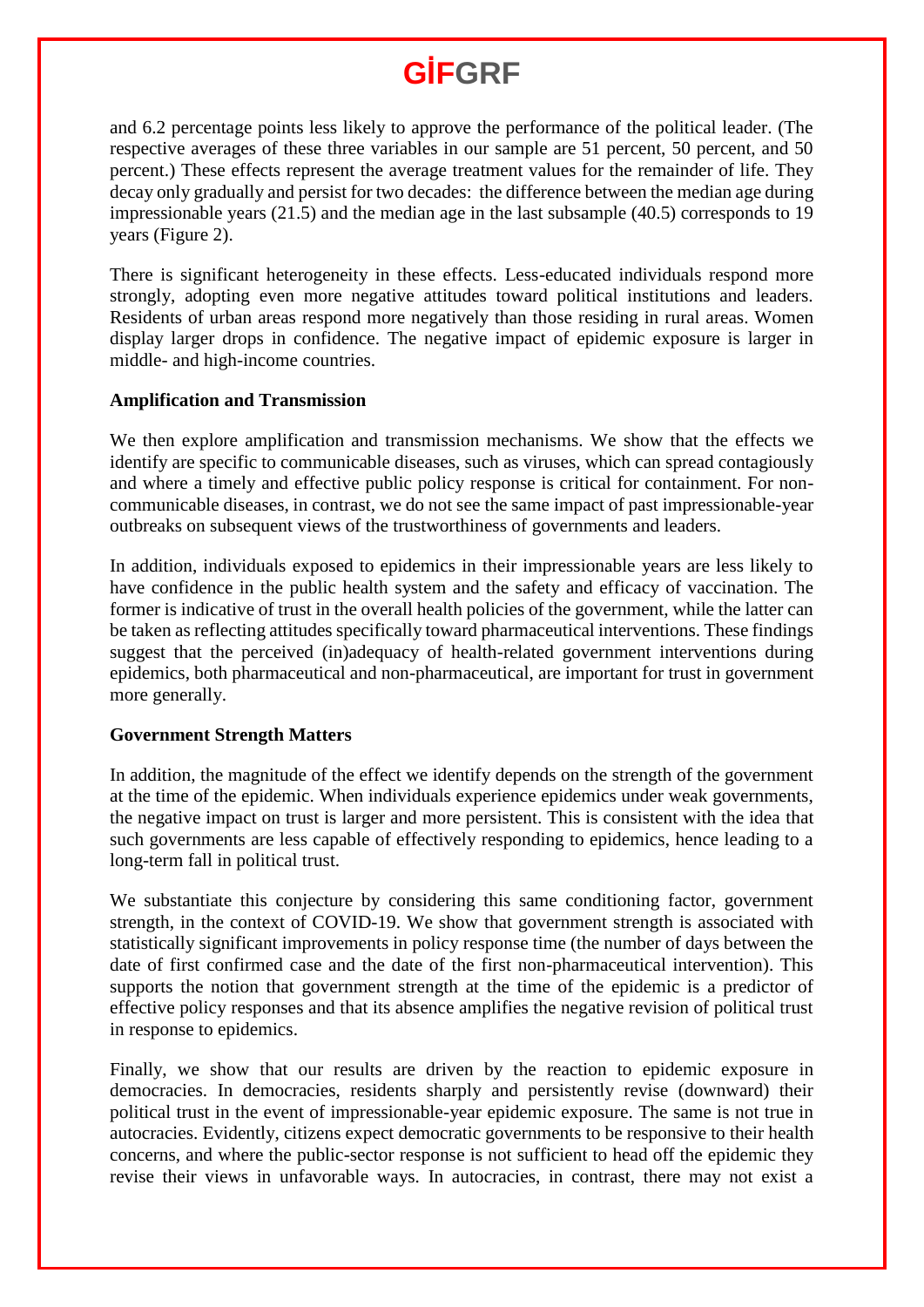and 6.2 percentage points less likely to approve the performance of the political leader. (The respective averages of these three variables in our sample are 51 percent, 50 percent, and 50 percent.) These effects represent the average treatment values for the remainder of life. They decay only gradually and persist for two decades: the difference between the median age during impressionable years (21.5) and the median age in the last subsample (40.5) corresponds to 19 years (Figure 2).

There is significant heterogeneity in these effects. Less-educated individuals respond more strongly, adopting even more negative attitudes toward political institutions and leaders. Residents of urban areas respond more negatively than those residing in rural areas. Women display larger drops in confidence. The negative impact of epidemic exposure is larger in middle- and high-income countries.

**Amplification and Transmission**

We then explore amplification and transmission mechanisms. We show that the effects we identify are specific to communicable diseases, such as viruses, which can spread contagiously and where a timely and effective public policy response is critical for containment. For non-communicable diseases, in contrast, we do not see the same impact of past impressionable-year outbreaks on subsequent views of the trustworthiness of governments and leaders.

In addition, individuals exposed to epidemics in their impressionable years are less likely to have confidence in the public health system and the safety and efficacy of vaccination. The former is indicative of trust in the overall health policies of the government, while the latter can be taken as reflecting attitudes specifically toward pharmaceutical interventions. These findings suggest that the perceived (in)adequacy of health-related government interventions during epidemics, both pharmaceutical and non-pharmaceutical, are important for trust in government more generally.

**Government Strength Matters**

In addition, the magnitude of the effect we identify depends on the strength of the government at the time of the epidemic. When individuals experience epidemics under weak governments, the negative impact on trust is larger and more persistent. This is consistent with the idea that such governments are less capable of effectively responding to epidemics, hence leading to a long-term fall in political trust.

We substantiate this conjecture by considering this same conditioning factor, government strength, in the context of COVID-19. We show that government strength is associated with statistically significant improvements in policy response time (the number of days between the date of first confirmed case and the date of the first non-pharmaceutical intervention). This supports the notion that government strength at the time of the epidemic is a predictor of effective policy responses and that its absence amplifies the negative revision of political trust in response to epidemics.

Finally, we show that our results are driven by the reaction to epidemic exposure in democracies. In democracies, residents sharply and persistently revise (downward) their political trust in the event of impressionable-year epidemic exposure. The same is not true in autocracies. Evidently, citizens expect democratic governments to be responsive to their health concerns, and where the public-sector response is not sufficient to head off the epidemic they revise their views in unfavorable ways. In autocracies, in contrast, there may not exist a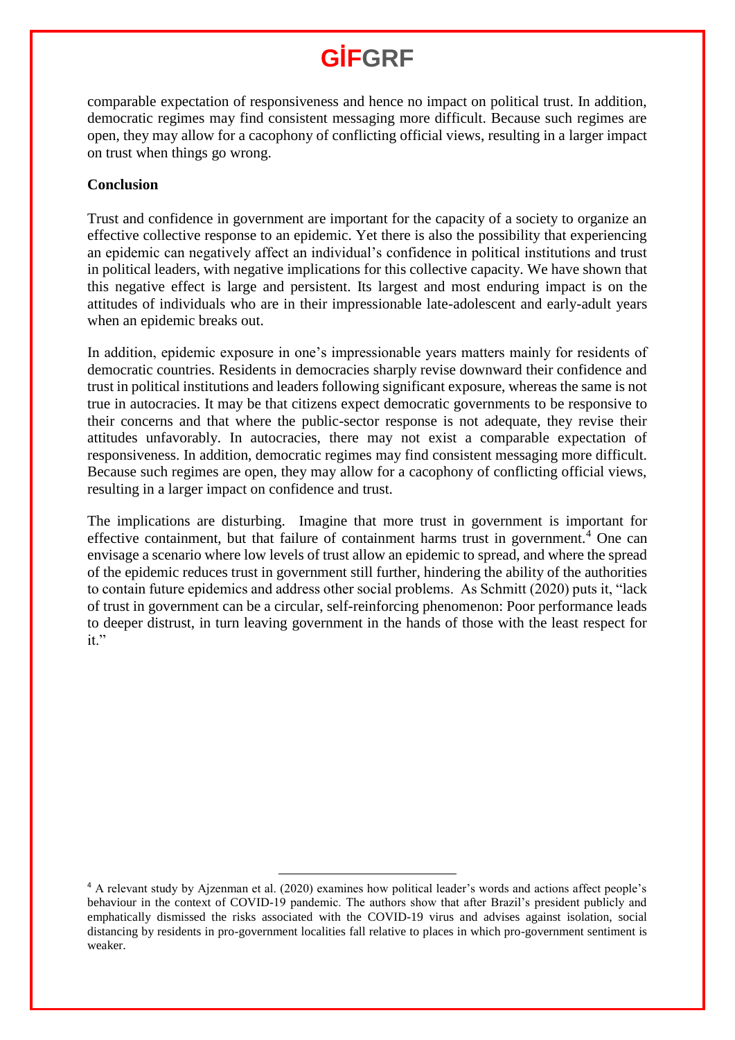comparable expectation of responsiveness and hence no impact on political trust. In addition, democratic regimes may find consistent messaging more difficult. Because such regimes are open, they may allow for a cacophony of conflicting official views, resulting in a larger impact on trust when things go wrong.

**Conclusion**

Trust and confidence in government are important for the capacity of a society to organize an effective collective response to an epidemic. Yet there is also the possibility that experiencing an epidemic can negatively affect an individual's confidence in political institutions and trust in political leaders, with negative implications for this collective capacity. We have shown that this negative effect is large and persistent. Its largest and most enduring impact is on the attitudes of individuals who are in their impressionable late-adolescent and early-adult years when an epidemic breaks out.

In addition, epidemic exposure in one's impressionable years matters mainly for residents of democratic countries. Residents in democracies sharply revise downward their confidence and trust in political institutions and leaders following significant exposure, whereas the same is not true in autocracies. It may be that citizens expect democratic governments to be responsive to their concerns and that where the public-sector response is not adequate, they revise their attitudes unfavorably. In autocracies, there may not exist a comparable expectation of responsiveness. In addition, democratic regimes may find consistent messaging more difficult. Because such regimes are open, they may allow for a cacophony of conflicting official views, resulting in a larger impact on confidence and trust.

The implications are disturbing. Imagine that more trust in government is important for effective containment, but that failure of containment harms trust in government.[4] One can envisage a scenario where low levels of trust allow an epidemic to spread, and where the spread of the epidemic reduces trust in government still further, hindering the ability of the authorities to contain future epidemics and address other social problems. As Schmitt (2020) puts it, "lack of trust in government can be a circular, self-reinforcing phenomenon: Poor performance leads to deeper distrust, in turn leaving government in the hands of those with the least respect for it."

---

[4] A relevant study by Ajzenman et al. (2020) examines how political leader's words and actions affect people's behaviour in the context of COVID-19 pandemic. The authors show that after Brazil's president publicly and emphatically dismissed the risks associated with the COVID-19 virus and advises against isolation, social distancing by residents in pro-government localities fall relative to places in which pro-government sentiment is weaker.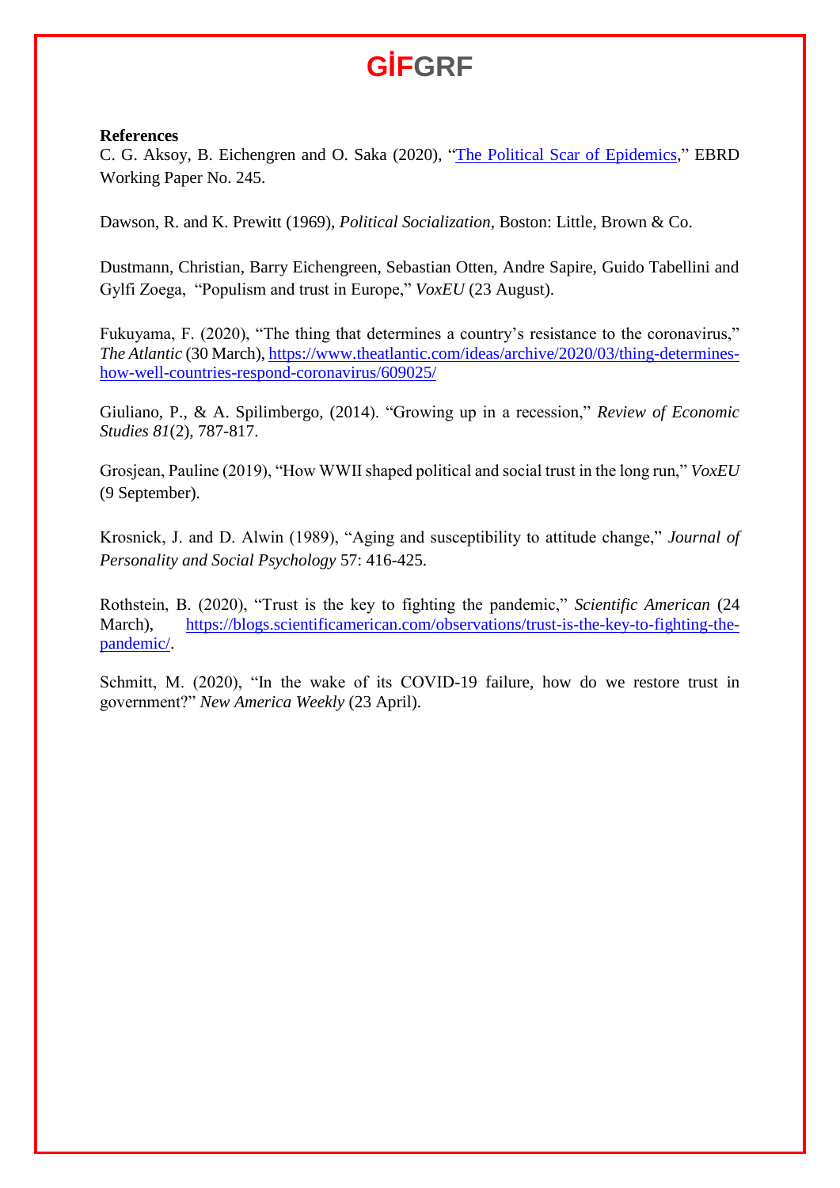**References**

C. G. Aksoy, B. Eichengren and O. Saka (2020), "[The Political Scar of Epidemics](#)," EBRD Working Paper No. 245.

Dawson, R. and K. Prewitt (1969), *Political Socialization*, Boston: Little, Brown & Co.

Dustmann, Christian, Barry Eichengreen, Sebastian Otten, Andre Sapire, Guido Tabellini and Gylfi Zoega, "Populism and trust in Europe," *VoxEU* (23 August).

Fukuyama, F. (2020), "The thing that determines a country's resistance to the coronavirus," *The Atlantic* (30 March), https://www.theatlantic.com/ideas/archive/2020/03/thing-determines-how-well-countries-respond-coronavirus/609025/

Giuliano, P., & A. Spilimbergo, (2014). "Growing up in a recession," *Review of Economic Studies 81*(2), 787-817.

Grosjean, Pauline (2019), "How WWII shaped political and social trust in the long run," *VoxEU* (9 September).

Krosnick, J. and D. Alwin (1989), "Aging and susceptibility to attitude change," *Journal of Personality and Social Psychology* 57: 416-425.

Rothstein, B. (2020), "Trust is the key to fighting the pandemic," *Scientific American* (24 March), https://blogs.scientificamerican.com/observations/trust-is-the-key-to-fighting-the-pandemic/.

Schmitt, M. (2020), "In the wake of its COVID-19 failure, how do we restore trust in government?" *New America Weekly* (23 April).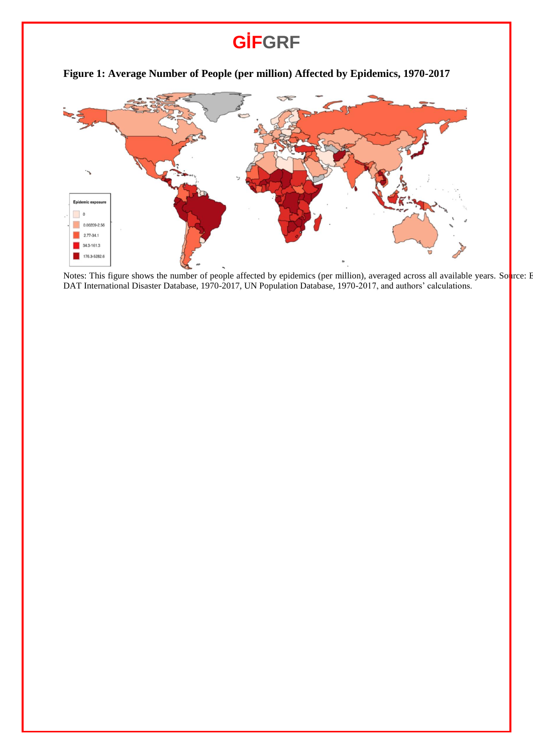**Figure 1: Average Number of People (per million) Affected by Epidemics, 1970-2017**

Notes: This figure shows the number of people affected by epidemics (per million), averaged across all available years. Source: EM-DAT International Disaster Database, 1970-2017, UN Population Database, 1970-2017, and authors' calculations.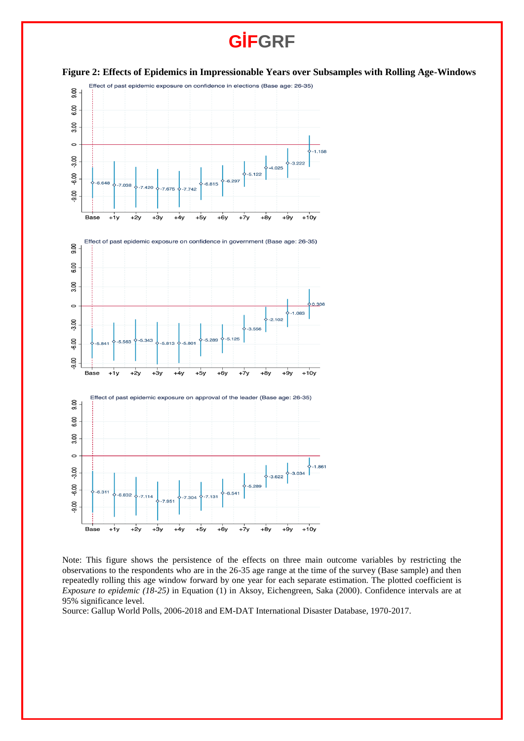GİFGRF

**Figure 2: Effects of Epidemics in Impressionable Years over Subsamples with Rolling Age-Windows**

Effect of past epidemic exposure on confidence in elections (Base age: 26-35)

9.00
6.00
3.00
0
-3.00
-6.00
-9.00

-6.648 -7.038 -7.420 -7.675 -7.742 -6.815 -6.297 -5.122 -4.025 -3.222 -1.158

Base +1y +2y +3y +4y +5y +6y +7y +8y +9y +10y

Effect of past epidemic exposure on confidence in government (Base age: 26-35)

9.00
6.00
3.00
0
-3.00
-6.00
-9.00

-5.841 -5.563 -5.343 -5.813 -5.801 -5.289 -5.125 -3.556 -2.102 -1.083 0.306

Base +1y +2y +3y +4y +5y +6y +7y +8y +9y +10y

Effect of past epidemic exposure on approval of the leader (Base age: 26-35)

9.00
6.00
3.00
0
-3.00
-6.00
-9.00

-6.311 -6.832 -7.114 -7.951 -7.304 -7.131 -6.541 -5.289 -3.622 -3.034 -1.861

Base +1y +2y +3y +4y +5y +6y +7y +8y +9y +10y

Note: This figure shows the persistence of the effects on three main outcome variables by restricting the observations to the respondents who are in the 26-35 age range at the time of the survey (Base sample) and then repeatedly rolling this age window forward by one year for each separate estimation. The plotted coefficient is *Exposure to epidemic (18-25)* in Equation (1) in Aksoy, Eichengreen, Saka (2000). Confidence intervals are at 95% significance level.

Source: Gallup World Polls, 2006-2018 and EM-DAT International Disaster Database, 1970-2017.